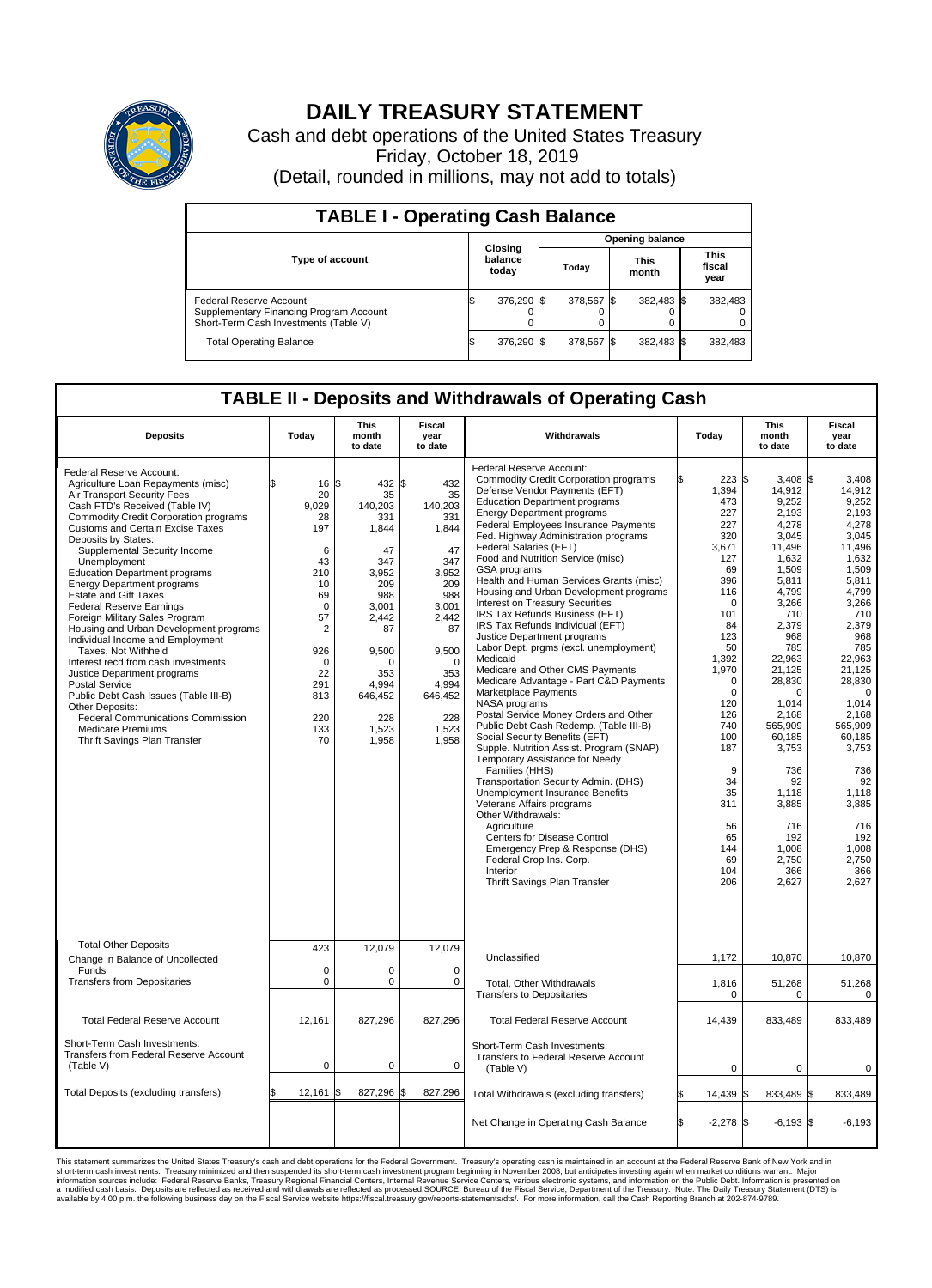# DAILY TREASURY STATEMENT

Cash and debt operations of the United States Treasury

Friday, October 18, 2019

(Detail, rounded in millions, may not add to totals)

## TABLE I - Operating Cash Balance

| Type of account | Closing balance today | Opening balance Today | Opening balance This month | Opening balance This fiscal year |
|---|---|---|---|---|
| Federal Reserve Account | $ 376,290 | $ 378,567 | $ 382,483 | $ 382,483 |
| Supplementary Financing Program Account | 0 | 0 | 0 | 0 |
| Short-Term Cash Investments (Table V) | 0 | 0 | 0 | 0 |
| Total Operating Balance | $ 376,290 | $ 378,567 | $ 382,483 | $ 382,483 |

## TABLE II - Deposits and Withdrawals of Operating Cash

| Deposits | Today | This month to date | Fiscal year to date |
|---|---|---|---|
| Federal Reserve Account: | | | |
| Agriculture Loan Repayments (misc) | $ 16 | $ 432 | $ 432 |
| Air Transport Security Fees | 20 | 35 | 35 |
| Cash FTD's Received (Table IV) | 9,029 | 140,203 | 140,203 |
| Commodity Credit Corporation programs | 28 | 331 | 331 |
| Customs and Certain Excise Taxes | 197 | 1,844 | 1,844 |
| Deposits by States: | | | |
| Supplemental Security Income | 6 | 47 | 47 |
| Unemployment | 43 | 347 | 347 |
| Education Department programs | 210 | 3,952 | 3,952 |
| Energy Department programs | 10 | 209 | 209 |
| Estate and Gift Taxes | 69 | 988 | 988 |
| Federal Reserve Earnings | 0 | 3,001 | 3,001 |
| Foreign Military Sales Program | 57 | 2,442 | 2,442 |
| Housing and Urban Development programs | 2 | 87 | 87 |
| Individual Income and Employment Taxes, Not Withheld | 926 | 9,500 | 9,500 |
| Interest recd from cash investments | 0 | 0 | 0 |
| Justice Department programs | 22 | 353 | 353 |
| Postal Service | 291 | 4,994 | 4,994 |
| Public Debt Cash Issues (Table III-B) | 813 | 646,452 | 646,452 |
| Other Deposits: | | | |
| Federal Communications Commission | 220 | 228 | 228 |
| Medicare Premiums | 133 | 1,523 | 1,523 |
| Thrift Savings Plan Transfer | 70 | 1,958 | 1,958 |
| Total Other Deposits | 423 | 12,079 | 12,079 |
| Change in Balance of Uncollected Funds | 0 | 0 | 0 |
| Transfers from Depositaries | 0 | 0 | 0 |
| Total Federal Reserve Account | 12,161 | 827,296 | 827,296 |
| Short-Term Cash Investments: Transfers from Federal Reserve Account (Table V) | 0 | 0 | 0 |
| Total Deposits (excluding transfers) | $ 12,161 | $ 827,296 | $ 827,296 |

| Withdrawals | Today | This month to date | Fiscal year to date |
|---|---|---|---|
| Federal Reserve Account: | | | |
| Commodity Credit Corporation programs | $ 223 | $ 3,408 | $ 3,408 |
| Defense Vendor Payments (EFT) | 1,394 | 14,912 | 14,912 |
| Education Department programs | 473 | 9,252 | 9,252 |
| Energy Department programs | 227 | 2,193 | 2,193 |
| Federal Employees Insurance Payments | 227 | 4,278 | 4,278 |
| Fed. Highway Administration programs | 320 | 3,045 | 3,045 |
| Federal Salaries (EFT) | 3,671 | 11,496 | 11,496 |
| Food and Nutrition Service (misc) | 127 | 1,632 | 1,632 |
| GSA programs | 69 | 1,509 | 1,509 |
| Health and Human Services Grants (misc) | 396 | 5,811 | 5,811 |
| Housing and Urban Development programs | 116 | 4,799 | 4,799 |
| Interest on Treasury Securities | 0 | 3,266 | 3,266 |
| IRS Tax Refunds Business (EFT) | 101 | 710 | 710 |
| IRS Tax Refunds Individual (EFT) | 84 | 2,379 | 2,379 |
| Justice Department programs | 123 | 968 | 968 |
| Labor Dept. prgms (excl. unemployment) | 50 | 785 | 785 |
| Medicaid | 1,392 | 22,963 | 22,963 |
| Medicare and Other CMS Payments | 1,970 | 21,125 | 21,125 |
| Medicare Advantage - Part C&D Payments | 0 | 28,830 | 28,830 |
| Marketplace Payments | 0 | 0 | 0 |
| NASA programs | 120 | 1,014 | 1,014 |
| Postal Service Money Orders and Other | 126 | 2,168 | 2,168 |
| Public Debt Cash Redemp. (Table III-B) | 740 | 565,909 | 565,909 |
| Social Security Benefits (EFT) | 100 | 60,185 | 60,185 |
| Supple. Nutrition Assist. Program (SNAP) | 187 | 3,753 | 3,753 |
| Temporary Assistance for Needy Families (HHS) | 9 | 736 | 736 |
| Transportation Security Admin. (DHS) | 34 | 92 | 92 |
| Unemployment Insurance Benefits | 35 | 1,118 | 1,118 |
| Veterans Affairs programs | 311 | 3,885 | 3,885 |
| Other Withdrawals: | | | |
| Agriculture | 56 | 716 | 716 |
| Centers for Disease Control | 65 | 192 | 192 |
| Emergency Prep & Response (DHS) | 144 | 1,008 | 1,008 |
| Federal Crop Ins. Corp. | 69 | 2,750 | 2,750 |
| Interior | 104 | 366 | 366 |
| Thrift Savings Plan Transfer | 206 | 2,627 | 2,627 |
| Unclassified | 1,172 | 10,870 | 10,870 |
| Total, Other Withdrawals | 1,816 | 51,268 | 51,268 |
| Transfers to Depositaries | 0 | 0 | 0 |
| Total Federal Reserve Account | 14,439 | 833,489 | 833,489 |
| Short-Term Cash Investments: Transfers to Federal Reserve Account (Table V) | 0 | 0 | 0 |
| Total Withdrawals (excluding transfers) | $ 14,439 | $ 833,489 | $ 833,489 |
| Net Change in Operating Cash Balance | $ -2,278 | $ -6,193 | $ -6,193 |

This statement summarizes the United States Treasury's cash and debt operations for the Federal Government. Treasury's operating cash is maintained in an account at the Federal Reserve Bank of New York and in short-term cash investments. Treasury minimized and then suspended its short-term cash investment program beginning in November 2008, but anticipates investing again when market conditions warrant. Major information sources include: Federal Reserve Banks, Treasury Regional Financial Centers, Internal Revenue Service Centers, various electronic systems, and information on the Public Debt. Information is presented on a modified cash basis. Deposits are reflected as received and withdrawals are reflected as processed.SOURCE: Bureau of the Fiscal Service, Department of the Treasury. Note: The Daily Treasury Statement (DTS) is available by 4:00 p.m. the following business day on the Fiscal Service website https://fiscal.treasury.gov/reports-statements/dts/. For more information, call the Cash Reporting Branch at 202-874-9789.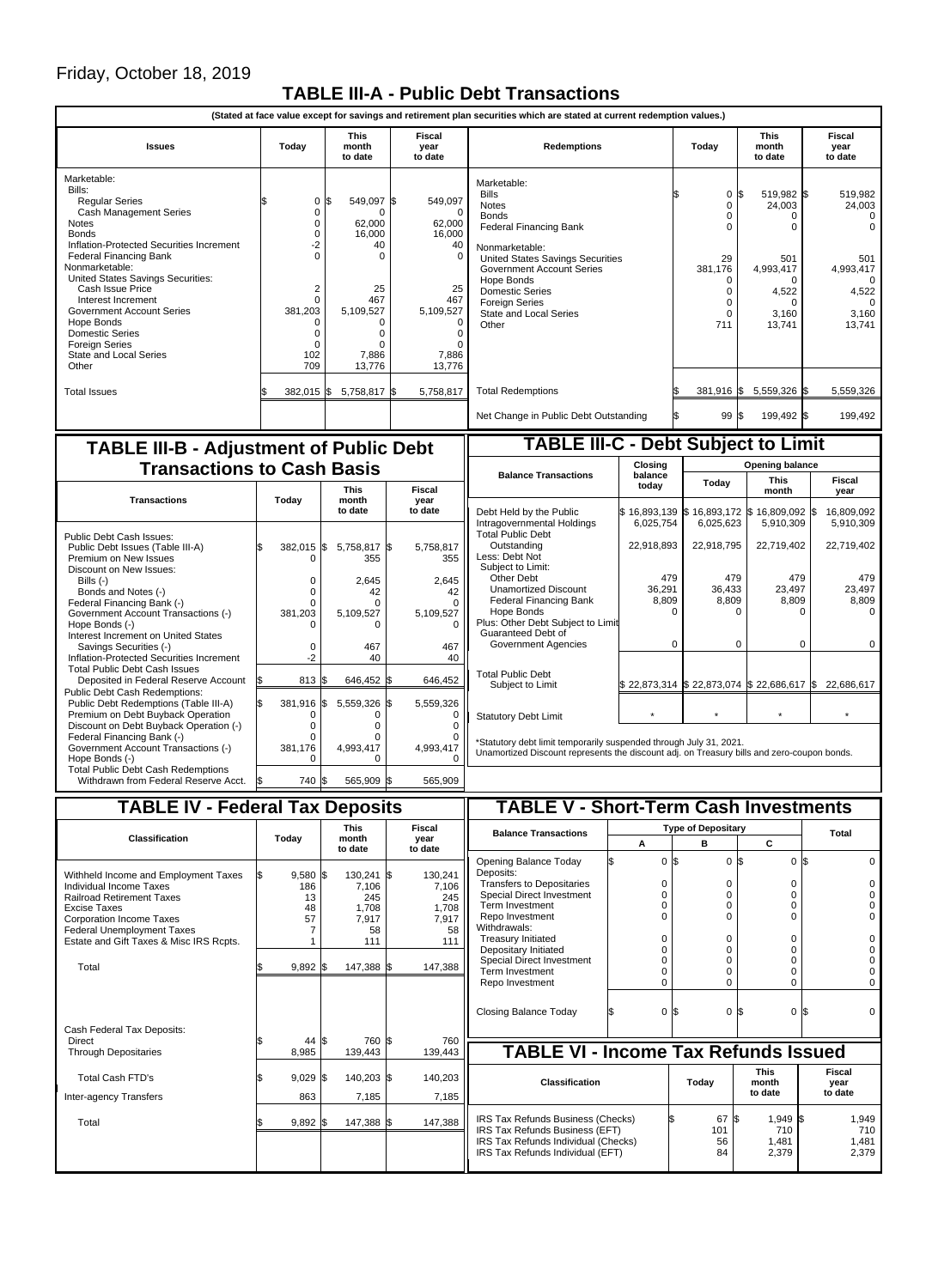Friday, October 18, 2019

# TABLE III-A - Public Debt Transactions

(Stated at face value except for savings and retirement plan securities which are stated at current redemption values.)

| Issues | Today | This month to date | Fiscal year to date |
|---|---|---|---|
| Marketable: | | | |
| Bills: | | | |
| Regular Series | $ 0 | $ 549,097 | $ 549,097 |
| Cash Management Series | 0 | 0 | 0 |
| Notes | 0 | 62,000 | 62,000 |
| Bonds | 0 | 16,000 | 16,000 |
| Inflation-Protected Securities Increment | -2 | 40 | 40 |
| Federal Financing Bank | 0 | 0 | 0 |
| Nonmarketable: | | | |
| United States Savings Securities: | | | |
| Cash Issue Price | 2 | 25 | 25 |
| Interest Increment | 0 | 467 | 467 |
| Government Account Series | 381,203 | 5,109,527 | 5,109,527 |
| Hope Bonds | 0 | 0 | 0 |
| Domestic Series | 0 | 0 | 0 |
| Foreign Series | 0 | 0 | 0 |
| State and Local Series | 102 | 7,886 | 7,886 |
| Other | 709 | 13,776 | 13,776 |
| Total Issues | $ 382,015 | $ 5,758,817 | $ 5,758,817 |

| Redemptions | Today | This month to date | Fiscal year to date |
|---|---|---|---|
| Marketable: | | | |
| Bills | $ 0 | $ 519,982 | $ 519,982 |
| Notes | 0 | 24,003 | 24,003 |
| Bonds | 0 | 0 | 0 |
| Federal Financing Bank | 0 | 0 | 0 |
| Nonmarketable: | | | |
| United States Savings Securities | 29 | 501 | 501 |
| Government Account Series | 381,176 | 4,993,417 | 4,993,417 |
| Hope Bonds | 0 | 0 | 0 |
| Domestic Series | 0 | 4,522 | 4,522 |
| Foreign Series | 0 | 0 | 0 |
| State and Local Series | 0 | 3,160 | 3,160 |
| Other | 711 | 13,741 | 13,741 |
| Total Redemptions | $ 381,916 | $ 5,559,326 | $ 5,559,326 |
| Net Change in Public Debt Outstanding | $ 99 | $ 199,492 | $ 199,492 |

# TABLE III-B - Adjustment of Public Debt Transactions to Cash Basis

| Transactions | Today | This month to date | Fiscal year to date |
|---|---|---|---|
| Public Debt Cash Issues: | | | |
| Public Debt Issues (Table III-A) | $ 382,015 | $ 5,758,817 | $ 5,758,817 |
| Premium on New Issues | 0 | 355 | 355 |
| Discount on New Issues: | | | |
| Bills (-) | 0 | 2,645 | 2,645 |
| Bonds and Notes (-) | 0 | 42 | 42 |
| Federal Financing Bank (-) | 0 | 0 | 0 |
| Government Account Transactions (-) | 381,203 | 5,109,527 | 5,109,527 |
| Hope Bonds (-) | 0 | 0 | 0 |
| Interest Increment on United States Savings Securities (-) | 0 | 467 | 467 |
| Inflation-Protected Securities Increment | -2 | 40 | 40 |
| Total Public Debt Cash Issues Deposited in Federal Reserve Account | $ 813 | $ 646,452 | $ 646,452 |
| Public Debt Cash Redemptions: | | | |
| Public Debt Redemptions (Table III-A) | $ 381,916 | $ 5,559,326 | $ 5,559,326 |
| Premium on Debt Buyback Operation | 0 | 0 | 0 |
| Discount on Debt Buyback Operation (-) | 0 | 0 | 0 |
| Federal Financing Bank (-) | 0 | 0 | 0 |
| Government Account Transactions (-) | 381,176 | 4,993,417 | 4,993,417 |
| Hope Bonds (-) | 0 | 0 | 0 |
| Total Public Debt Cash Redemptions Withdrawn from Federal Reserve Acct. | $ 740 | $ 565,909 | $ 565,909 |

# TABLE III-C - Debt Subject to Limit

| Balance Transactions | Closing balance today | Opening balance Today | Opening balance This month | Opening balance Fiscal year |
|---|---|---|---|---|
| Debt Held by the Public | $ 16,893,139 | $ 16,893,172 | $ 16,809,092 | $ 16,809,092 |
| Intragovernmental Holdings | 6,025,754 | 6,025,623 | 5,910,309 | 5,910,309 |
| Total Public Debt Outstanding | 22,918,893 | 22,918,795 | 22,719,402 | 22,719,402 |
| Less: Debt Not Subject to Limit: | | | | |
| Other Debt | 479 | 479 | 479 | 479 |
| Unamortized Discount | 36,291 | 36,433 | 23,497 | 23,497 |
| Federal Financing Bank | 8,809 | 8,809 | 8,809 | 8,809 |
| Hope Bonds | 0 | 0 | 0 | 0 |
| Plus: Other Debt Subject to Limit | | | | |
| Guaranteed Debt of Government Agencies | 0 | 0 | 0 | 0 |
| Total Public Debt Subject to Limit | $ 22,873,314 | $ 22,873,074 | $ 22,686,617 | $ 22,686,617 |
| Statutory Debt Limit | * | * | * | * |

*Statutory debt limit temporarily suspended through July 31, 2021.
Unamortized Discount represents the discount adj. on Treasury bills and zero-coupon bonds.

# TABLE IV - Federal Tax Deposits

| Classification | Today | This month to date | Fiscal year to date |
|---|---|---|---|
| Withheld Income and Employment Taxes | $ 9,580 | $ 130,241 | $ 130,241 |
| Individual Income Taxes | 186 | 7,106 | 7,106 |
| Railroad Retirement Taxes | 13 | 245 | 245 |
| Excise Taxes | 48 | 1,708 | 1,708 |
| Corporation Income Taxes | 57 | 7,917 | 7,917 |
| Federal Unemployment Taxes | 7 | 58 | 58 |
| Estate and Gift Taxes & Misc IRS Rcpts. | 1 | 111 | 111 |
| Total | $ 9,892 | $ 147,388 | $ 147,388 |
| Cash Federal Tax Deposits: | | | |
| Direct | $ 44 | $ 760 | $ 760 |
| Through Depositaries | 8,985 | 139,443 | 139,443 |
| Total Cash FTD's | $ 9,029 | $ 140,203 | $ 140,203 |
| Inter-agency Transfers | 863 | 7,185 | 7,185 |
| Total | $ 9,892 | $ 147,388 | $ 147,388 |

# TABLE V - Short-Term Cash Investments

| Balance Transactions | Type of Depositary A | Type of Depositary B | Type of Depositary C | Total |
|---|---|---|---|---|
| Opening Balance Today | $ 0 | $ 0 | $ 0 | $ 0 |
| Deposits: | | | | |
| Transfers to Depositaries | 0 | 0 | 0 | 0 |
| Special Direct Investment | 0 | 0 | 0 | 0 |
| Term Investment | 0 | 0 | 0 | 0 |
| Repo Investment | 0 | 0 | 0 | 0 |
| Withdrawals: | | | | |
| Treasury Initiated | 0 | 0 | 0 | 0 |
| Depositary Initiated | 0 | 0 | 0 | 0 |
| Special Direct Investment | 0 | 0 | 0 | 0 |
| Term Investment | 0 | 0 | 0 | 0 |
| Repo Investment | 0 | 0 | 0 | 0 |
| Closing Balance Today | $ 0 | $ 0 | $ 0 | $ 0 |

# TABLE VI - Income Tax Refunds Issued

| Classification | Today | This month to date | Fiscal year to date |
|---|---|---|---|
| IRS Tax Refunds Business (Checks) | $ 67 | $ 1,949 | $ 1,949 |
| IRS Tax Refunds Business (EFT) | 101 | 710 | 710 |
| IRS Tax Refunds Individual (Checks) | 56 | 1,481 | 1,481 |
| IRS Tax Refunds Individual (EFT) | 84 | 2,379 | 2,379 |